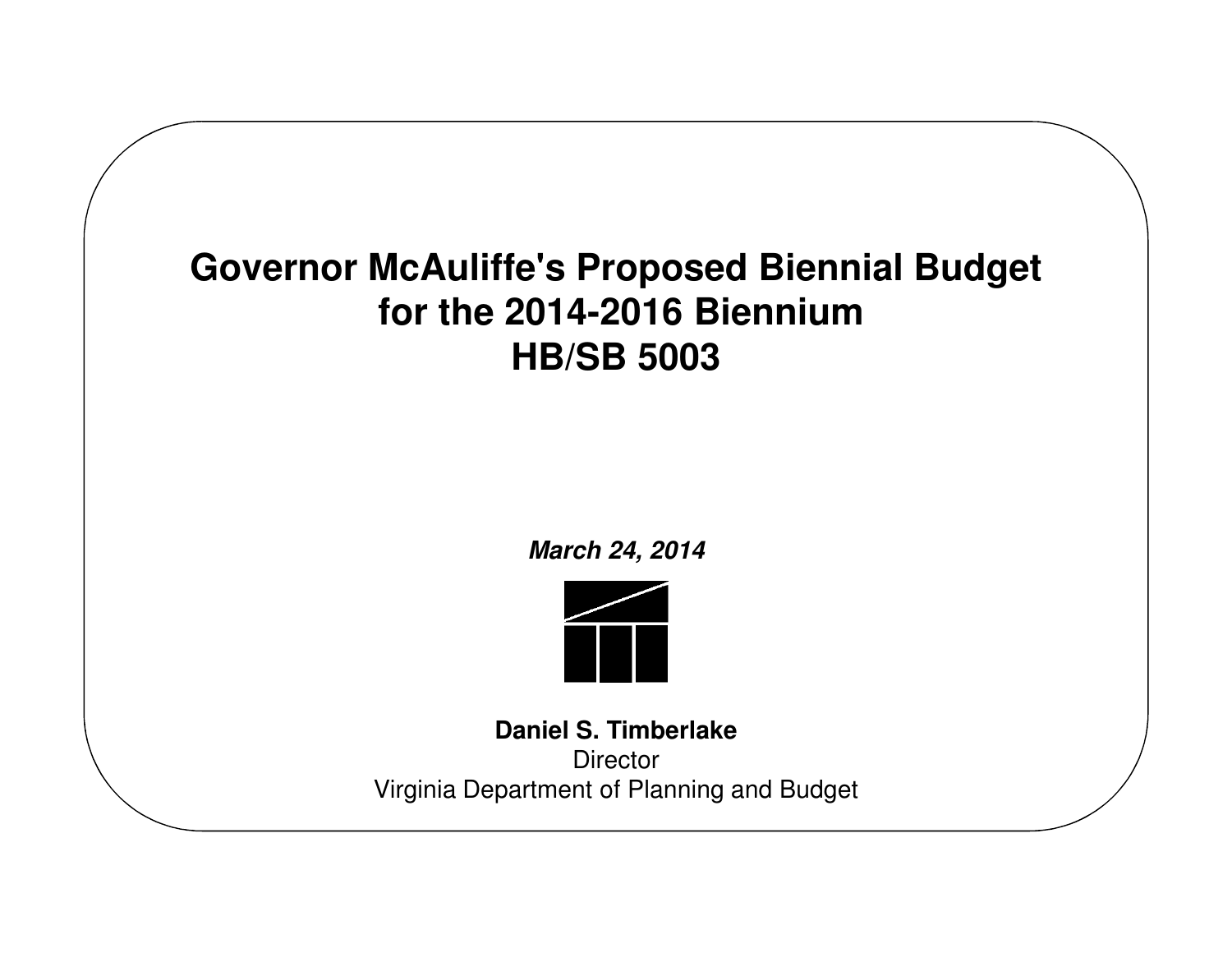# Governor McAuliffe's Proposed Biennial Budget for the 2014-2016 Biennium HB/SB 5003

***March 24, 2014***

**Daniel S. Timberlake**
Director
Virginia Department of Planning and Budget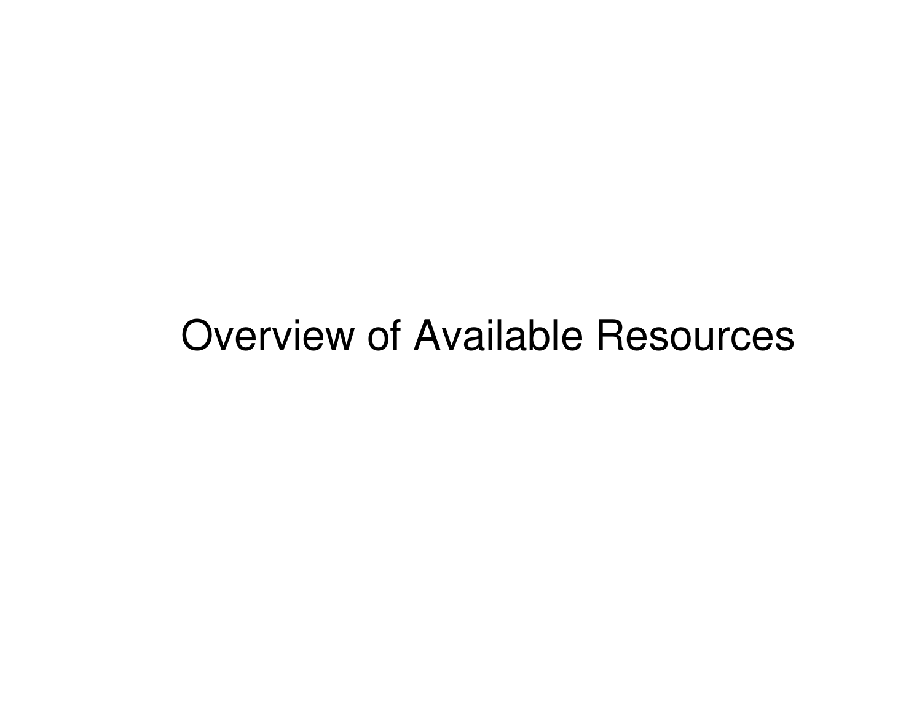# Overview of Available Resources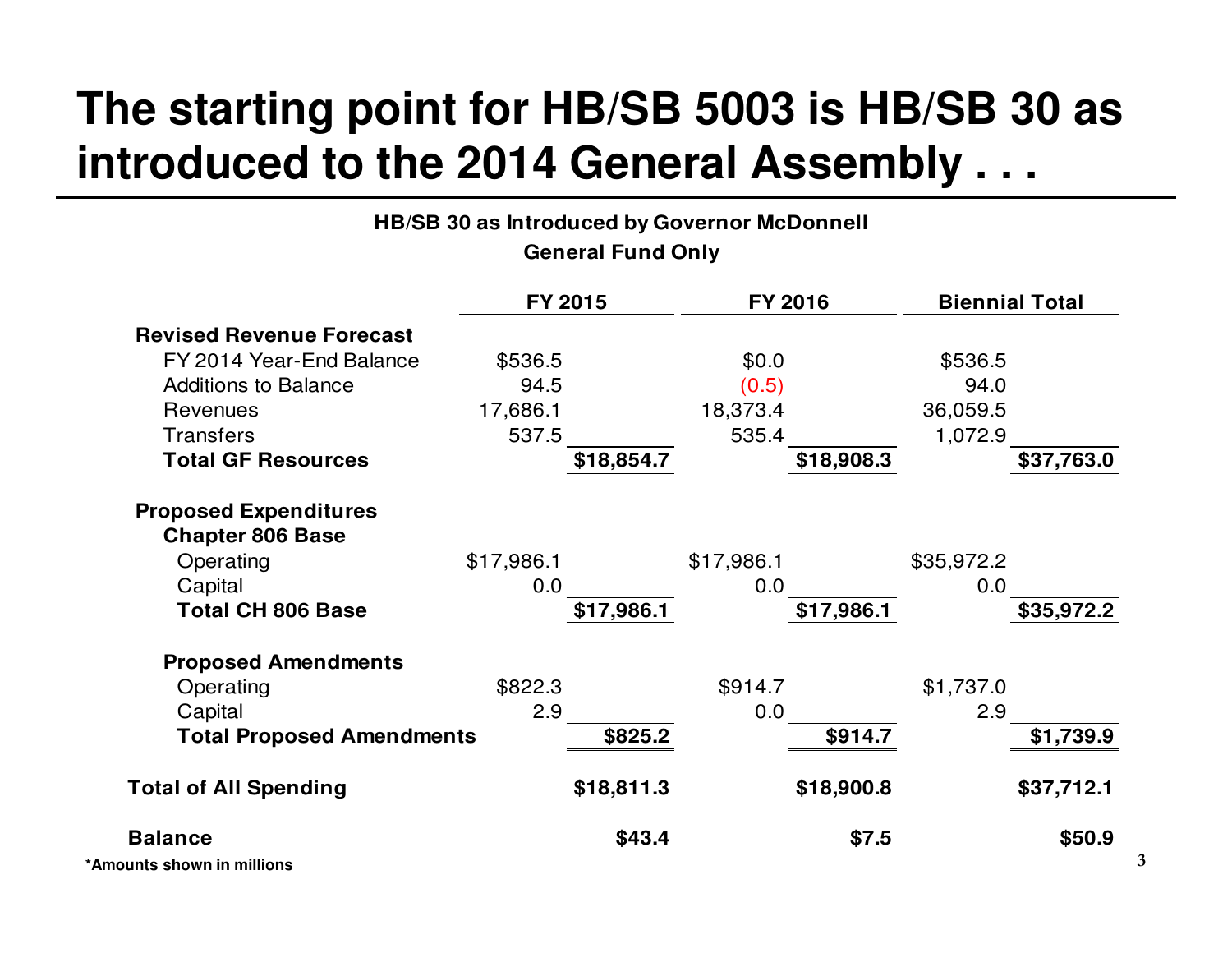# The starting point for HB/SB 5003 is HB/SB 30 as introduced to the 2014 General Assembly . . .

**HB/SB 30 as Introduced by Governor McDonnell**
**General Fund Only**

| | FY 2015 | | FY 2016 | | Biennial Total | |
|---|---|---|---|---|---|---|
| **Revised Revenue Forecast** | | | | | | |
| FY 2014 Year-End Balance | $536.5 | | $0.0 | | $536.5 | |
| Additions to Balance | 94.5 | | (0.5) | | 94.0 | |
| Revenues | 17,686.1 | | 18,373.4 | | 36,059.5 | |
| Transfers | 537.5 | | 535.4 | | 1,072.9 | |
| **Total GF Resources** | | **$18,854.7** | | **$18,908.3** | | **$37,763.0** |
| **Proposed Expenditures** | | | | | | |
| **Chapter 806 Base** | | | | | | |
| Operating | $17,986.1 | | $17,986.1 | | $35,972.2 | |
| Capital | 0.0 | | 0.0 | | 0.0 | |
| **Total CH 806 Base** | | **$17,986.1** | | **$17,986.1** | | **$35,972.2** |
| **Proposed Amendments** | | | | | | |
| Operating | $822.3 | | $914.7 | | $1,737.0 | |
| Capital | 2.9 | | 0.0 | | 2.9 | |
| **Total Proposed Amendments** | | **$825.2** | | **$914.7** | | **$1,739.9** |
| **Total of All Spending** | | **$18,811.3** | | **$18,900.8** | | **$37,712.1** |
| **Balance** | | **$43.4** | | **$7.5** | | **$50.9** |

**\*Amounts shown in millions**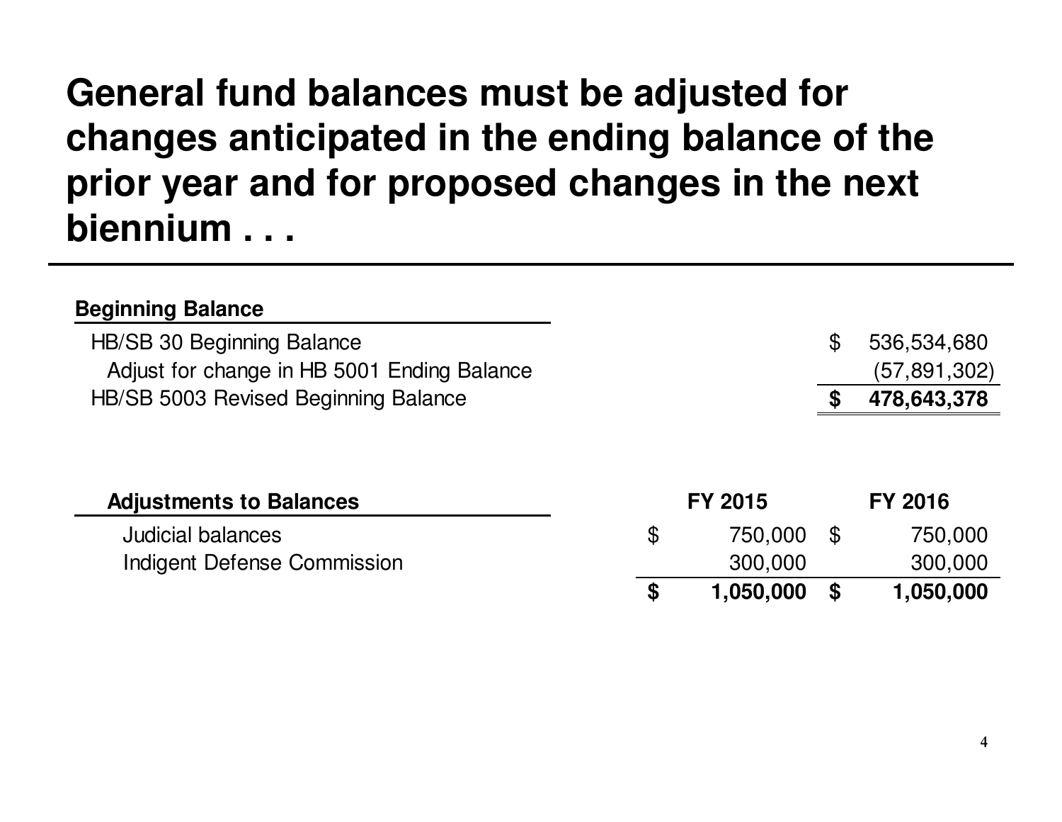# General fund balances must be adjusted for changes anticipated in the ending balance of the prior year and for proposed changes in the next biennium . . .

| **Beginning Balance** | |
|---|---|
| HB/SB 30 Beginning Balance | $ 536,534,680 |
| Adjust for change in HB 5001 Ending Balance | (57,891,302) |
| HB/SB 5003 Revised Beginning Balance | **$ 478,643,378** |

| **Adjustments to Balances** | **FY 2015** | **FY 2016** |
|---|---|---|
| Judicial balances | $ 750,000 | $ 750,000 |
| Indigent Defense Commission | 300,000 | 300,000 |
| | **$ 1,050,000** | **$ 1,050,000** |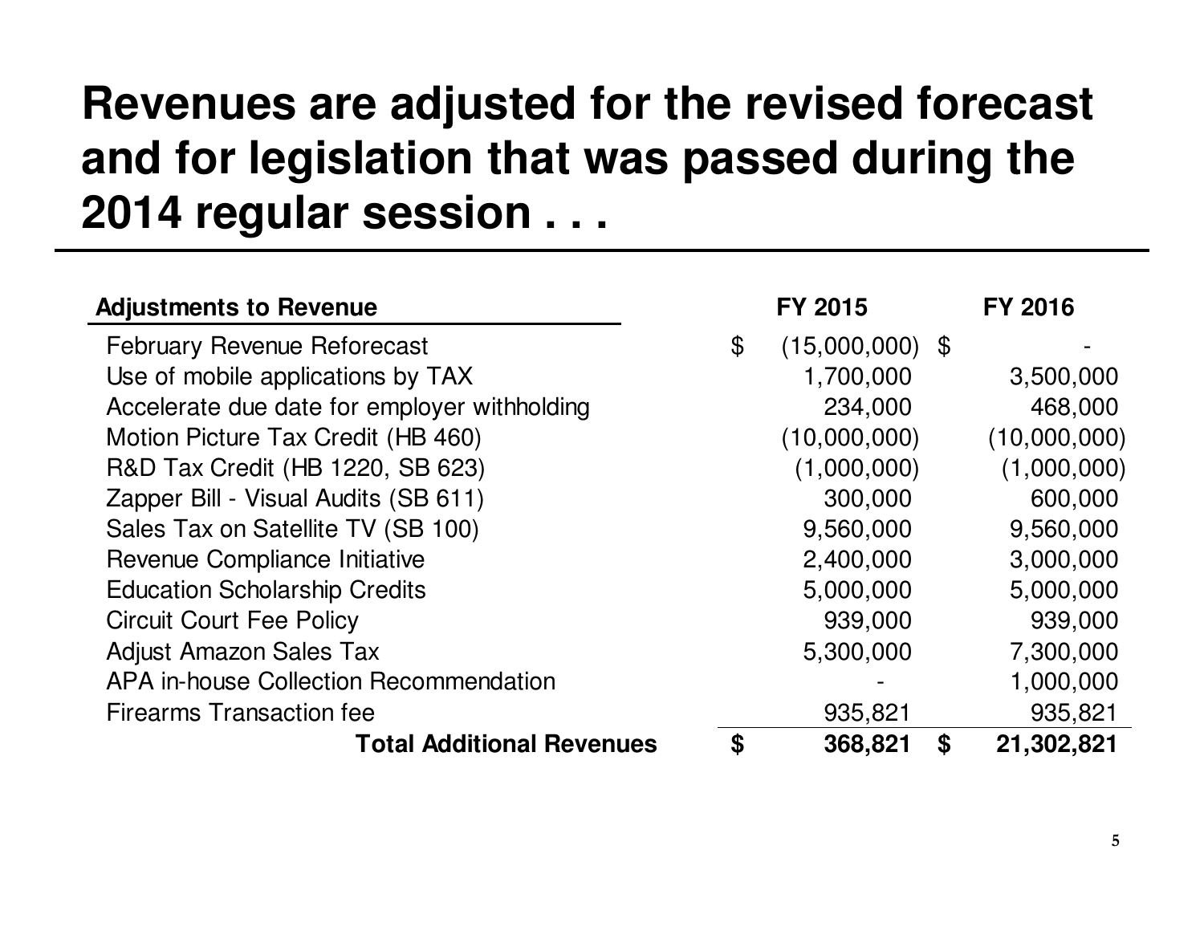# Revenues are adjusted for the revised forecast and for legislation that was passed during the 2014 regular session . . .

| **Adjustments to Revenue** | **FY 2015** | **FY 2016** |
|---|---|---|
| February Revenue Reforecast | $ (15,000,000) | $ - |
| Use of mobile applications by TAX | 1,700,000 | 3,500,000 |
| Accelerate due date for employer withholding | 234,000 | 468,000 |
| Motion Picture Tax Credit (HB 460) | (10,000,000) | (10,000,000) |
| R&D Tax Credit (HB 1220, SB 623) | (1,000,000) | (1,000,000) |
| Zapper Bill - Visual Audits (SB 611) | 300,000 | 600,000 |
| Sales Tax on Satellite TV (SB 100) | 9,560,000 | 9,560,000 |
| Revenue Compliance Initiative | 2,400,000 | 3,000,000 |
| Education Scholarship Credits | 5,000,000 | 5,000,000 |
| Circuit Court Fee Policy | 939,000 | 939,000 |
| Adjust Amazon Sales Tax | 5,300,000 | 7,300,000 |
| APA in-house Collection Recommendation | - | 1,000,000 |
| Firearms Transaction fee | 935,821 | 935,821 |
| **Total Additional Revenues** | **$ 368,821** | **$ 21,302,821** |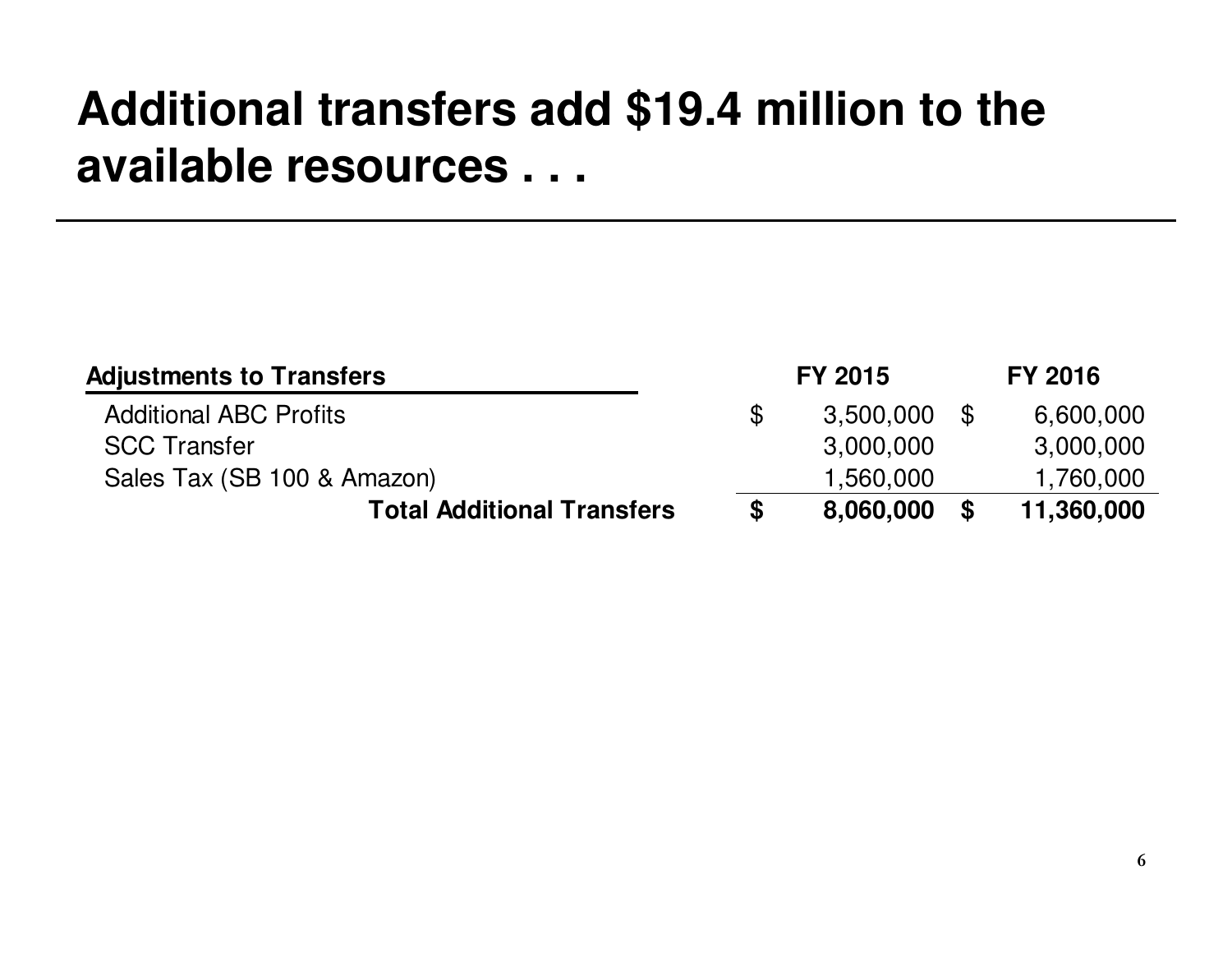# Additional transfers add $19.4 million to the available resources . . .

| Adjustments to Transfers | FY 2015 | FY 2016 |
|---|---|---|
| Additional ABC Profits | $ 3,500,000 | $ 6,600,000 |
| SCC Transfer | 3,000,000 | 3,000,000 |
| Sales Tax (SB 100 & Amazon) | 1,560,000 | 1,760,000 |
| **Total Additional Transfers** | **$ 8,060,000** | **$ 11,360,000** |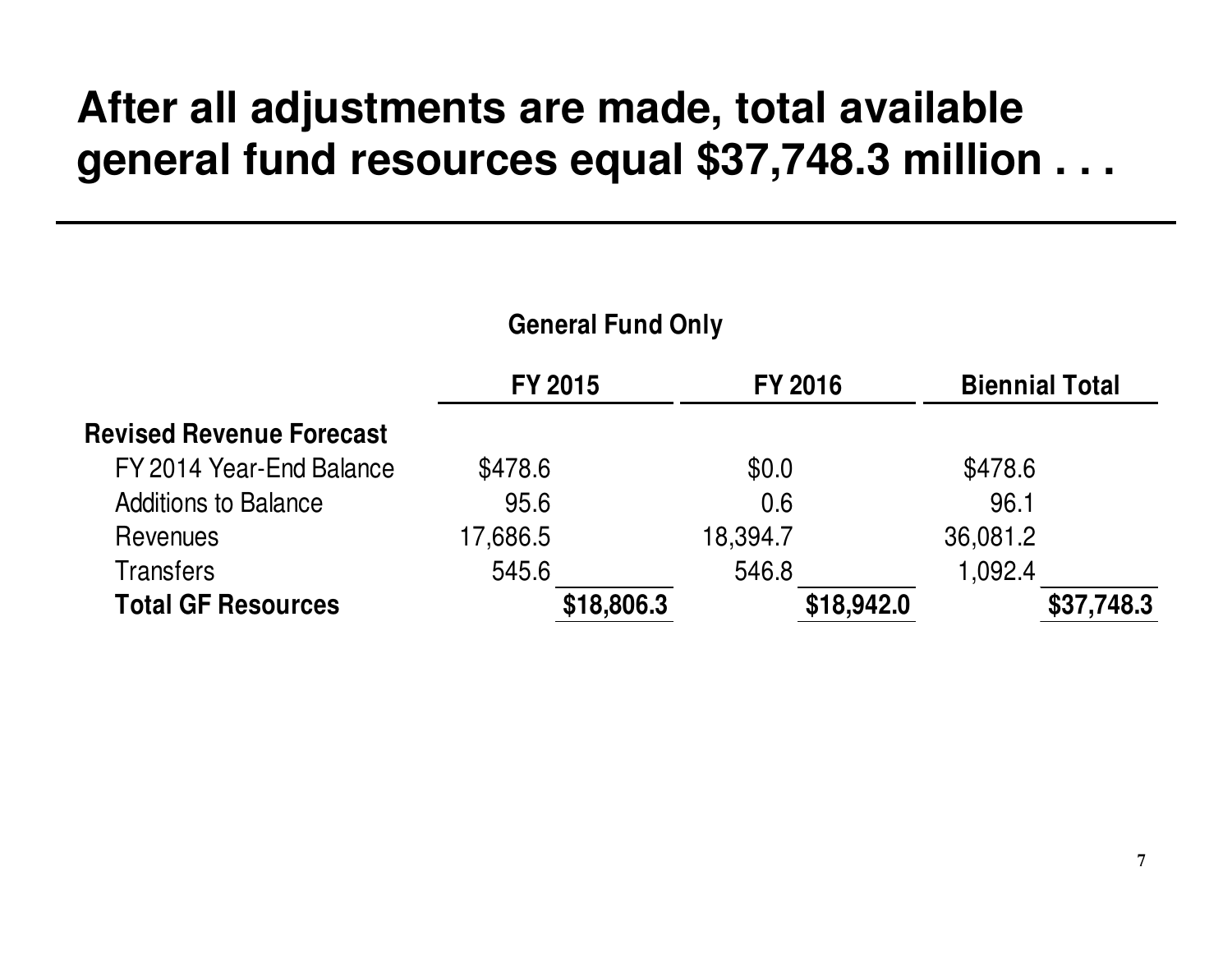# After all adjustments are made, total available general fund resources equal $37,748.3 million . . .

**General Fund Only**

| | FY 2015 | | FY 2016 | | Biennial Total | |
|---|---|---|---|---|---|---|
| **Revised Revenue Forecast** | | | | | | |
| FY 2014 Year-End Balance | $478.6 | | $0.0 | | $478.6 | |
| Additions to Balance | 95.6 | | 0.6 | | 96.1 | |
| Revenues | 17,686.5 | | 18,394.7 | | 36,081.2 | |
| Transfers | 545.6 | | 546.8 | | 1,092.4 | |
| **Total GF Resources** | | **$18,806.3** | | **$18,942.0** | | **$37,748.3** |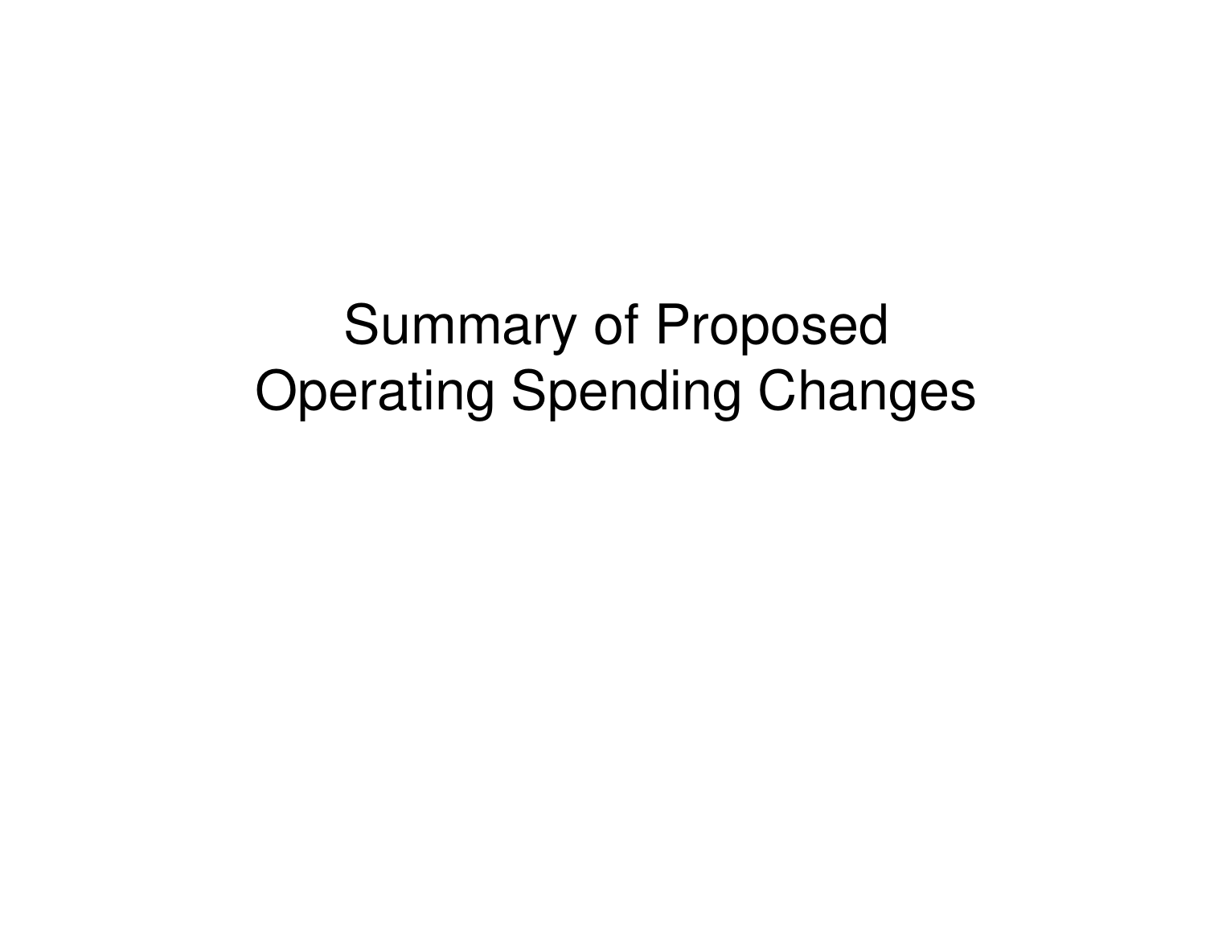# Summary of Proposed Operating Spending Changes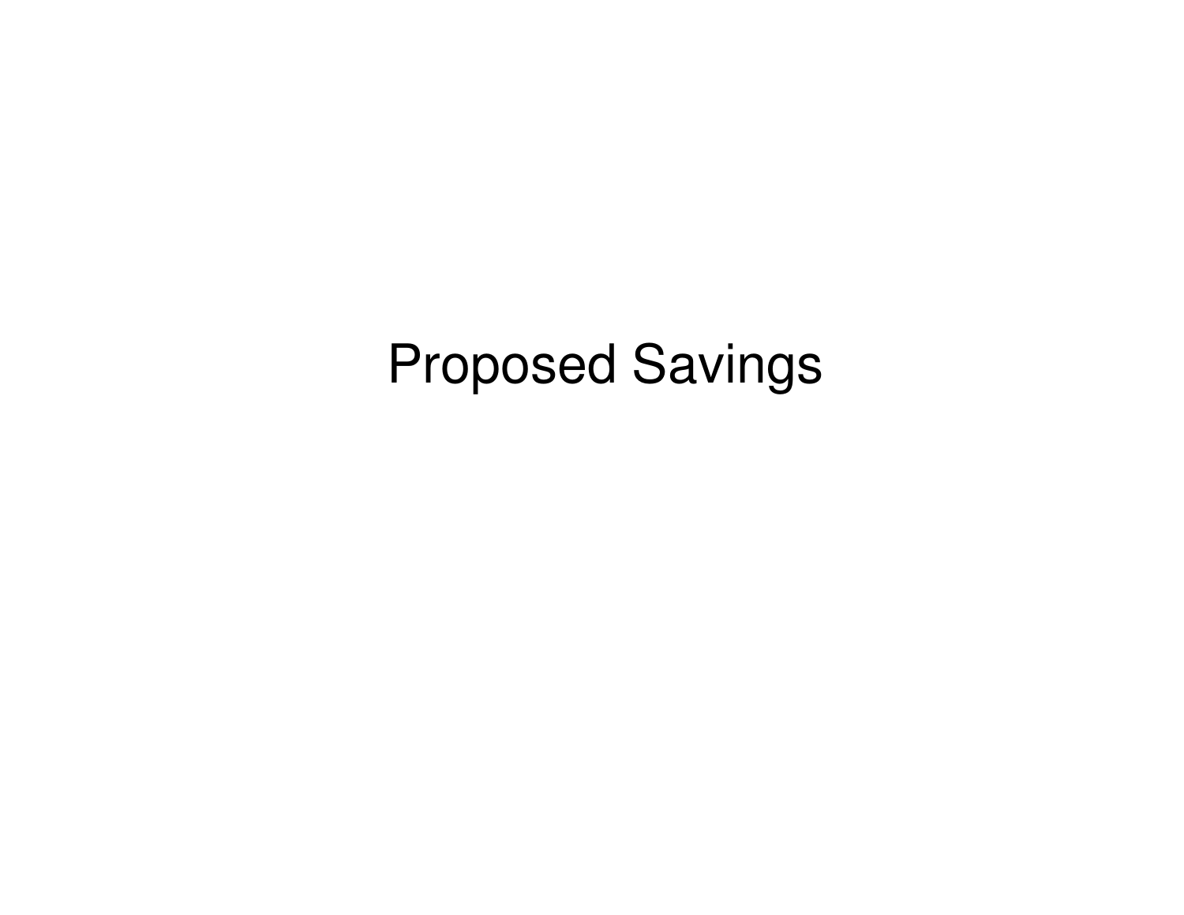# Proposed Savings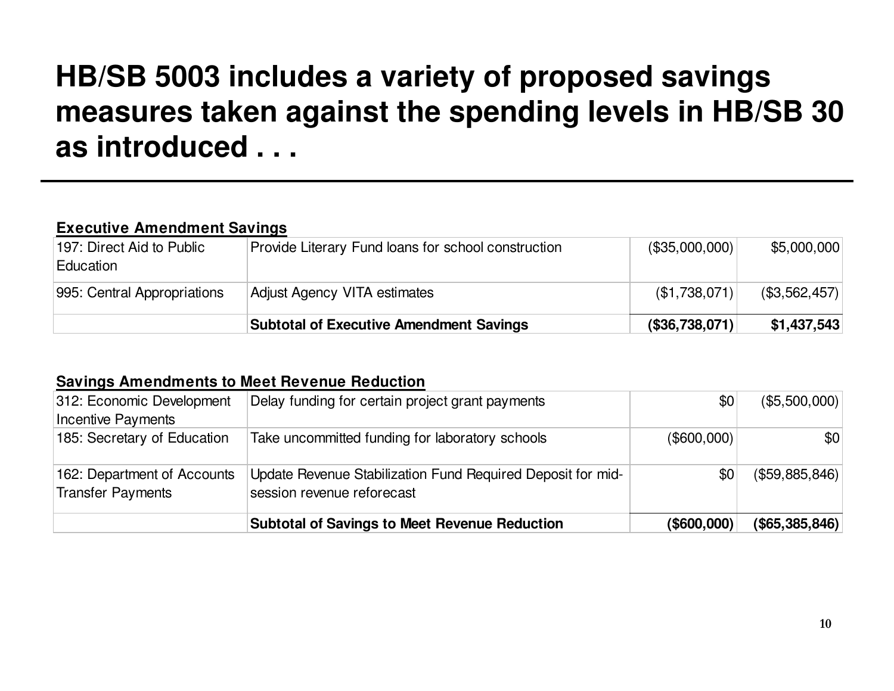# HB/SB 5003 includes a variety of proposed savings measures taken against the spending levels in HB/SB 30 as introduced . . .

**Executive Amendment Savings**

| | | | |
|---|---|---|---|
| 197: Direct Aid to Public Education | Provide Literary Fund loans for school construction | ($35,000,000) | $5,000,000 |
| 995: Central Appropriations | Adjust Agency VITA estimates | ($1,738,071) | ($3,562,457) |
| | **Subtotal of Executive Amendment Savings** | **($36,738,071)** | **$1,437,543** |

**Savings Amendments to Meet Revenue Reduction**

| | | | |
|---|---|---|---|
| 312: Economic Development Incentive Payments | Delay funding for certain project grant payments | $0 | ($5,500,000) |
| 185: Secretary of Education | Take uncommitted funding for laboratory schools | ($600,000) | $0 |
| 162: Department of Accounts Transfer Payments | Update Revenue Stabilization Fund Required Deposit for mid-session revenue reforecast | $0 | ($59,885,846) |
| | **Subtotal of Savings to Meet Revenue Reduction** | **($600,000)** | **($65,385,846)** |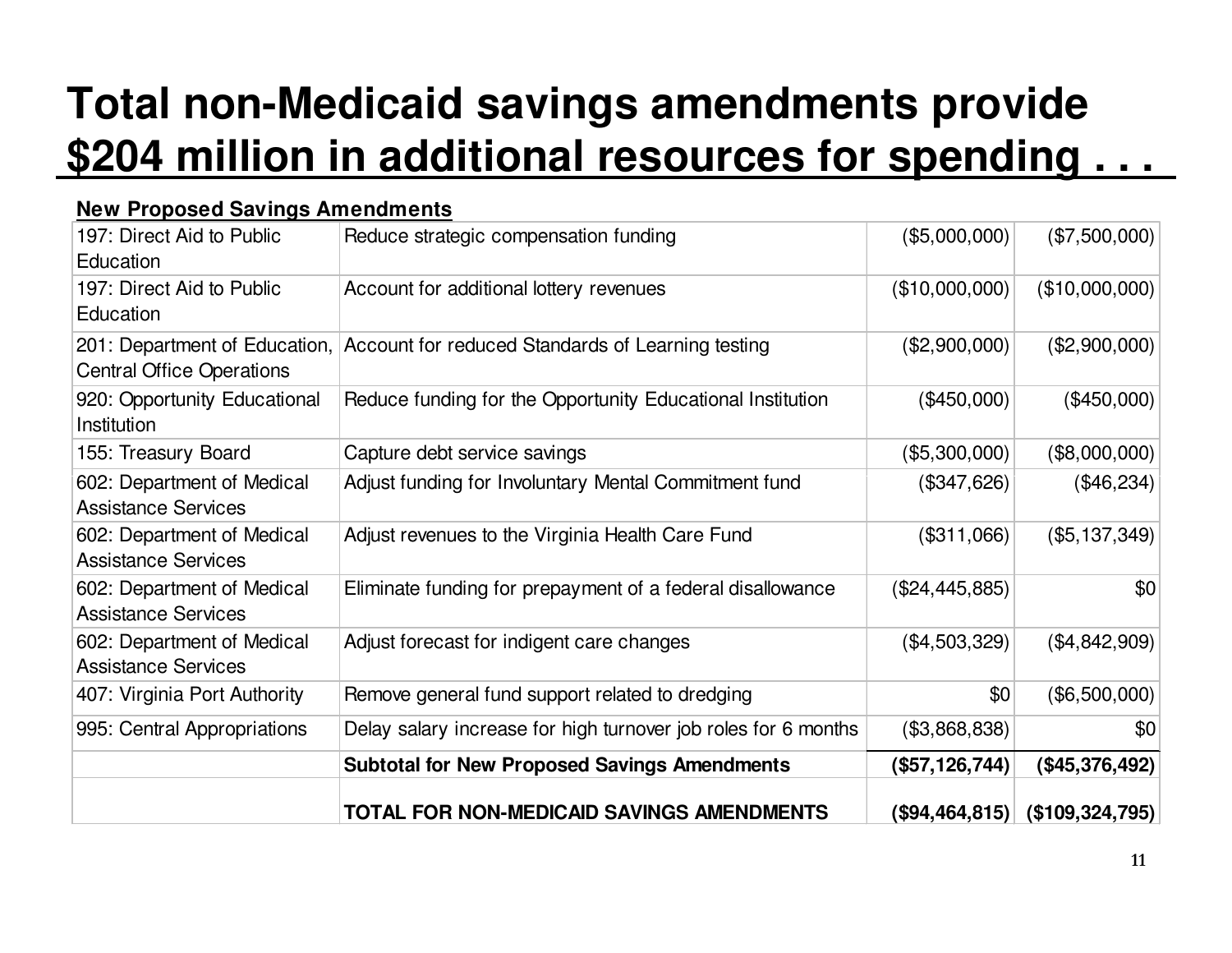# Total non-Medicaid savings amendments provide $204 million in additional resources for spending . . .

**New Proposed Savings Amendments**

| | | | |
|---|---|---|---|
| 197: Direct Aid to Public Education | Reduce strategic compensation funding | ($5,000,000) | ($7,500,000) |
| 197: Direct Aid to Public Education | Account for additional lottery revenues | ($10,000,000) | ($10,000,000) |
| 201: Department of Education, Central Office Operations | Account for reduced Standards of Learning testing | ($2,900,000) | ($2,900,000) |
| 920: Opportunity Educational Institution | Reduce funding for the Opportunity Educational Institution | ($450,000) | ($450,000) |
| 155: Treasury Board | Capture debt service savings | ($5,300,000) | ($8,000,000) |
| 602: Department of Medical Assistance Services | Adjust funding for Involuntary Mental Commitment fund | ($347,626) | ($46,234) |
| 602: Department of Medical Assistance Services | Adjust revenues to the Virginia Health Care Fund | ($311,066) | ($5,137,349) |
| 602: Department of Medical Assistance Services | Eliminate funding for prepayment of a federal disallowance | ($24,445,885) | $0 |
| 602: Department of Medical Assistance Services | Adjust forecast for indigent care changes | ($4,503,329) | ($4,842,909) |
| 407: Virginia Port Authority | Remove general fund support related to dredging | $0 | ($6,500,000) |
| 995: Central Appropriations | Delay salary increase for high turnover job roles for 6 months | ($3,868,838) | $0 |
| | **Subtotal for New Proposed Savings Amendments** | **($57,126,744)** | **($45,376,492)** |
| | **TOTAL FOR NON-MEDICAID SAVINGS AMENDMENTS** | **($94,464,815)** | **($109,324,795)** |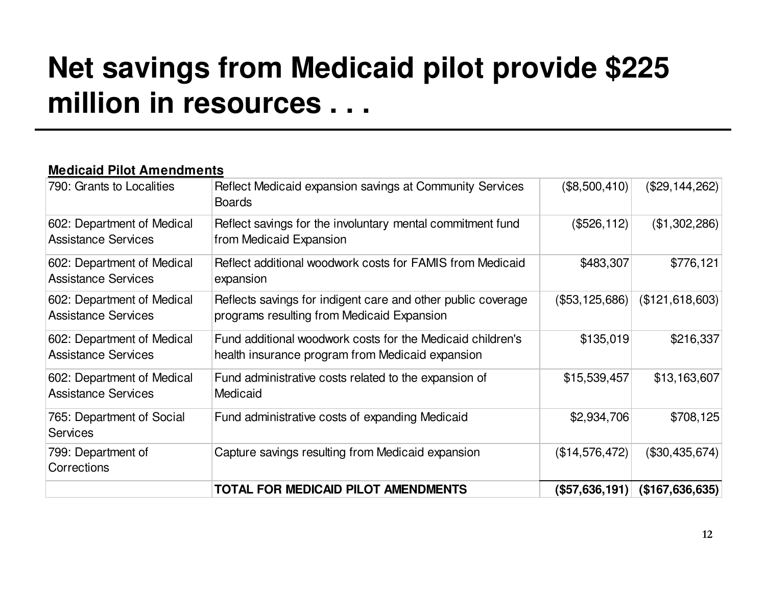# Net savings from Medicaid pilot provide $225 million in resources . . .

**Medicaid Pilot Amendments**

| | | | |
|---|---|---|---|
| 790: Grants to Localities | Reflect Medicaid expansion savings at Community Services Boards | ($8,500,410) | ($29,144,262) |
| 602: Department of Medical Assistance Services | Reflect savings for the involuntary mental commitment fund from Medicaid Expansion | ($526,112) | ($1,302,286) |
| 602: Department of Medical Assistance Services | Reflect additional woodwork costs for FAMIS from Medicaid expansion | $483,307 | $776,121 |
| 602: Department of Medical Assistance Services | Reflects savings for indigent care and other public coverage programs resulting from Medicaid Expansion | ($53,125,686) | ($121,618,603) |
| 602: Department of Medical Assistance Services | Fund additional woodwork costs for the Medicaid children's health insurance program from Medicaid expansion | $135,019 | $216,337 |
| 602: Department of Medical Assistance Services | Fund administrative costs related to the expansion of Medicaid | $15,539,457 | $13,163,607 |
| 765: Department of Social Services | Fund administrative costs of expanding Medicaid | $2,934,706 | $708,125 |
| 799: Department of Corrections | Capture savings resulting from Medicaid expansion | ($14,576,472) | ($30,435,674) |
| | **TOTAL FOR MEDICAID PILOT AMENDMENTS** | **($57,636,191)** | **($167,636,635)** |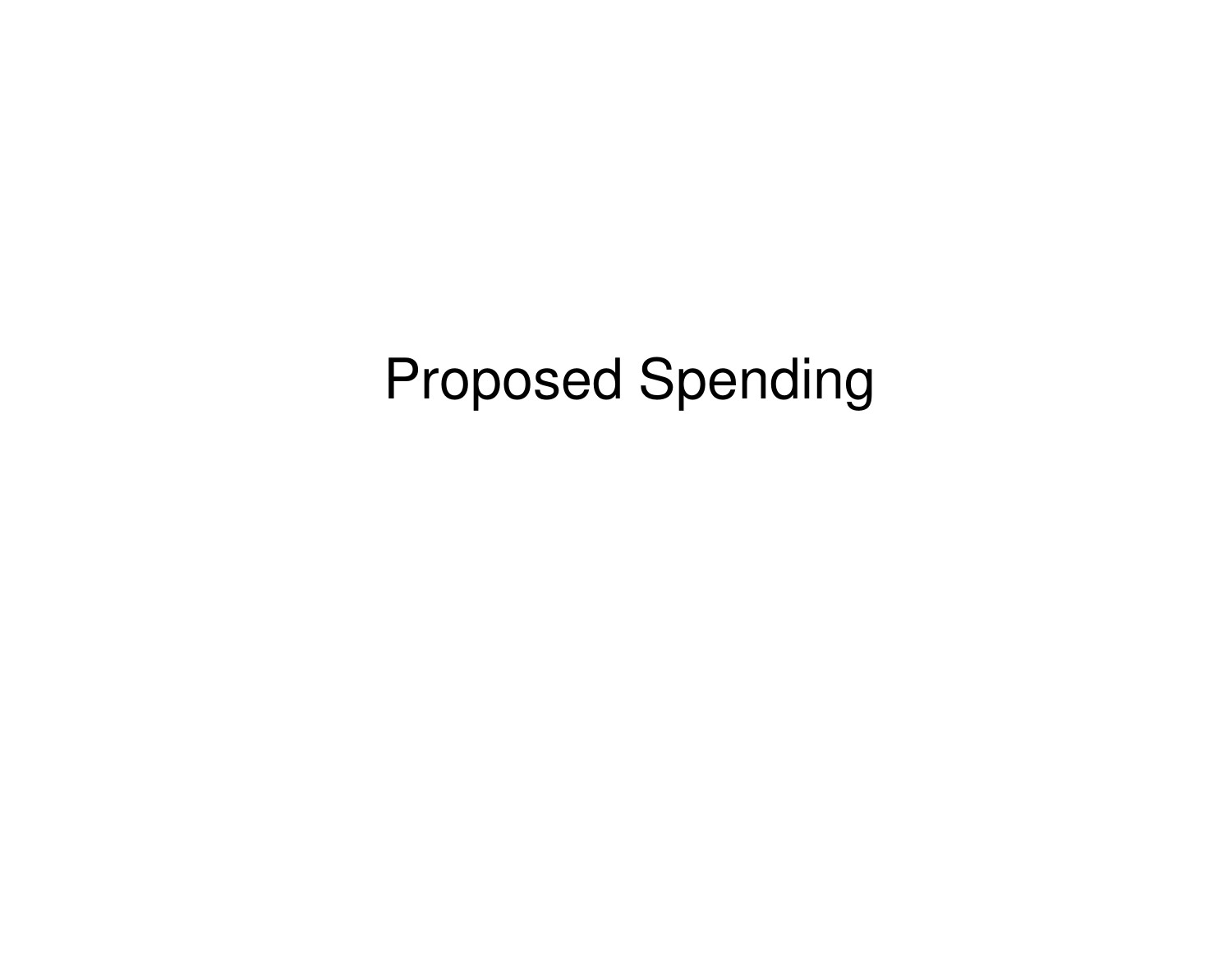# Proposed Spending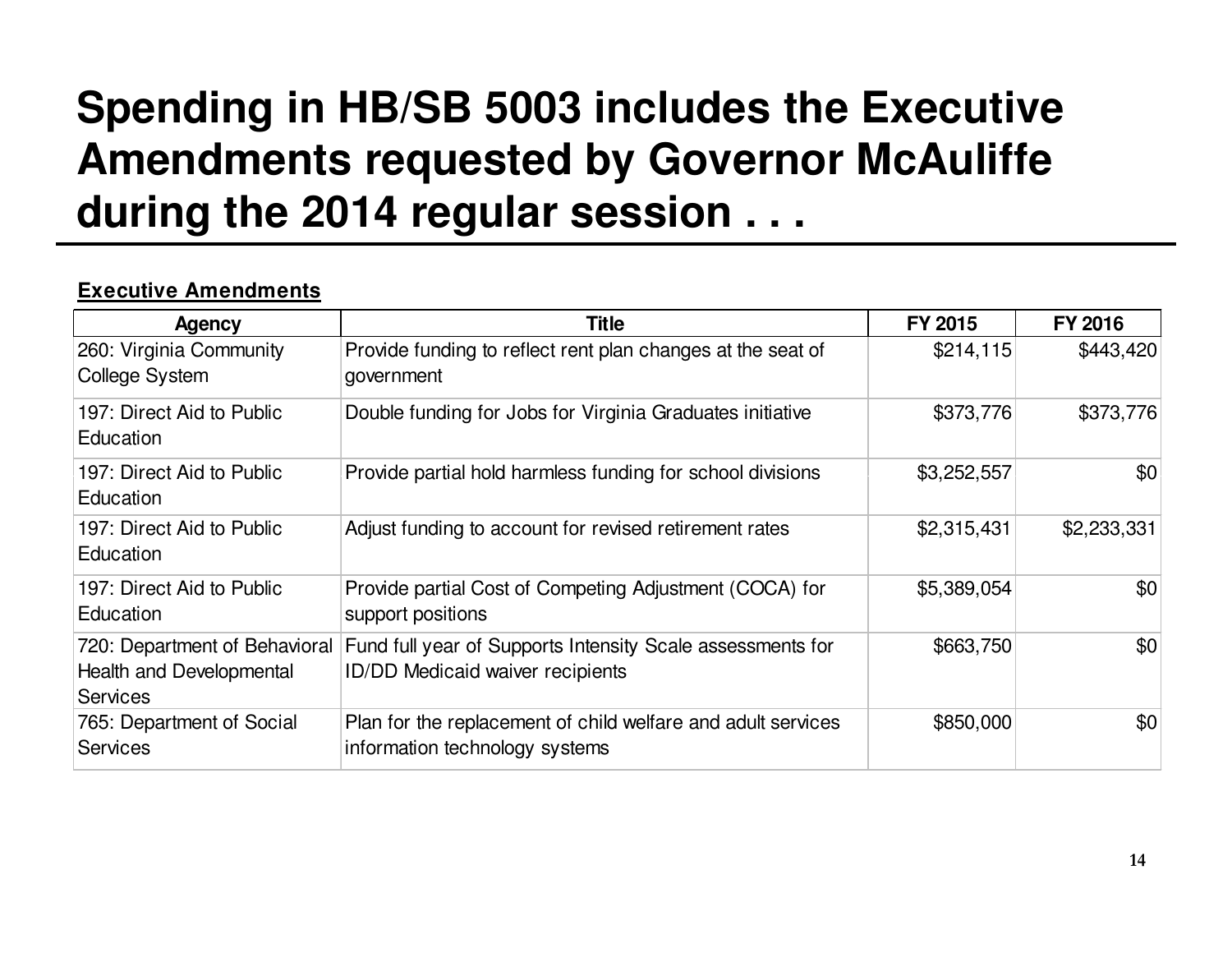# Spending in HB/SB 5003 includes the Executive Amendments requested by Governor McAuliffe during the 2014 regular session . . .

**Executive Amendments**

| Agency | Title | FY 2015 | FY 2016 |
|---|---|---|---|
| 260: Virginia Community College System | Provide funding to reflect rent plan changes at the seat of government | $214,115 | $443,420 |
| 197: Direct Aid to Public Education | Double funding for Jobs for Virginia Graduates initiative | $373,776 | $373,776 |
| 197: Direct Aid to Public Education | Provide partial hold harmless funding for school divisions | $3,252,557 | $0 |
| 197: Direct Aid to Public Education | Adjust funding to account for revised retirement rates | $2,315,431 | $2,233,331 |
| 197: Direct Aid to Public Education | Provide partial Cost of Competing Adjustment (COCA) for support positions | $5,389,054 | $0 |
| 720: Department of Behavioral Health and Developmental Services | Fund full year of Supports Intensity Scale assessments for ID/DD Medicaid waiver recipients | $663,750 | $0 |
| 765: Department of Social Services | Plan for the replacement of child welfare and adult services information technology systems | $850,000 | $0 |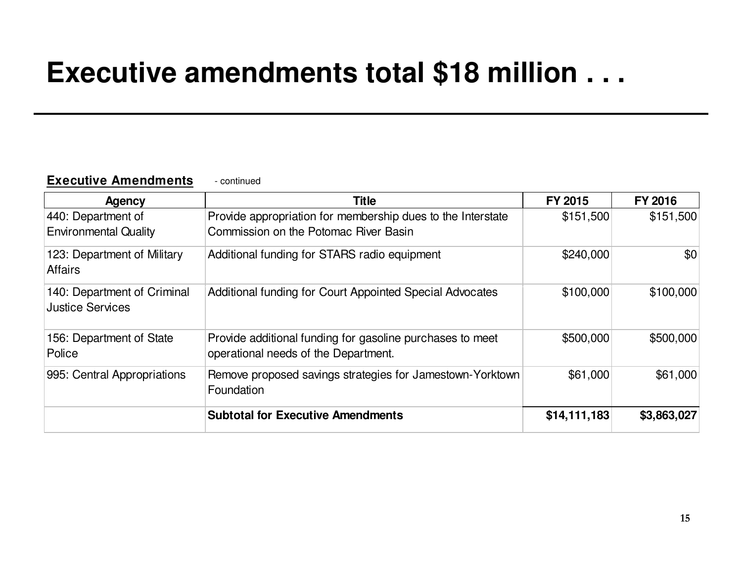# Executive amendments total $18 million . . .

**Executive Amendments** - continued

| Agency | Title | FY 2015 | FY 2016 |
|---|---|---|---|
| 440: Department of Environmental Quality | Provide appropriation for membership dues to the Interstate Commission on the Potomac River Basin | $151,500 | $151,500 |
| 123: Department of Military Affairs | Additional funding for STARS radio equipment | $240,000 | $0 |
| 140: Department of Criminal Justice Services | Additional funding for Court Appointed Special Advocates | $100,000 | $100,000 |
| 156: Department of State Police | Provide additional funding for gasoline purchases to meet operational needs of the Department. | $500,000 | $500,000 |
| 995: Central Appropriations | Remove proposed savings strategies for Jamestown-Yorktown Foundation | $61,000 | $61,000 |
| | **Subtotal for Executive Amendments** | **$14,111,183** | **$3,863,027** |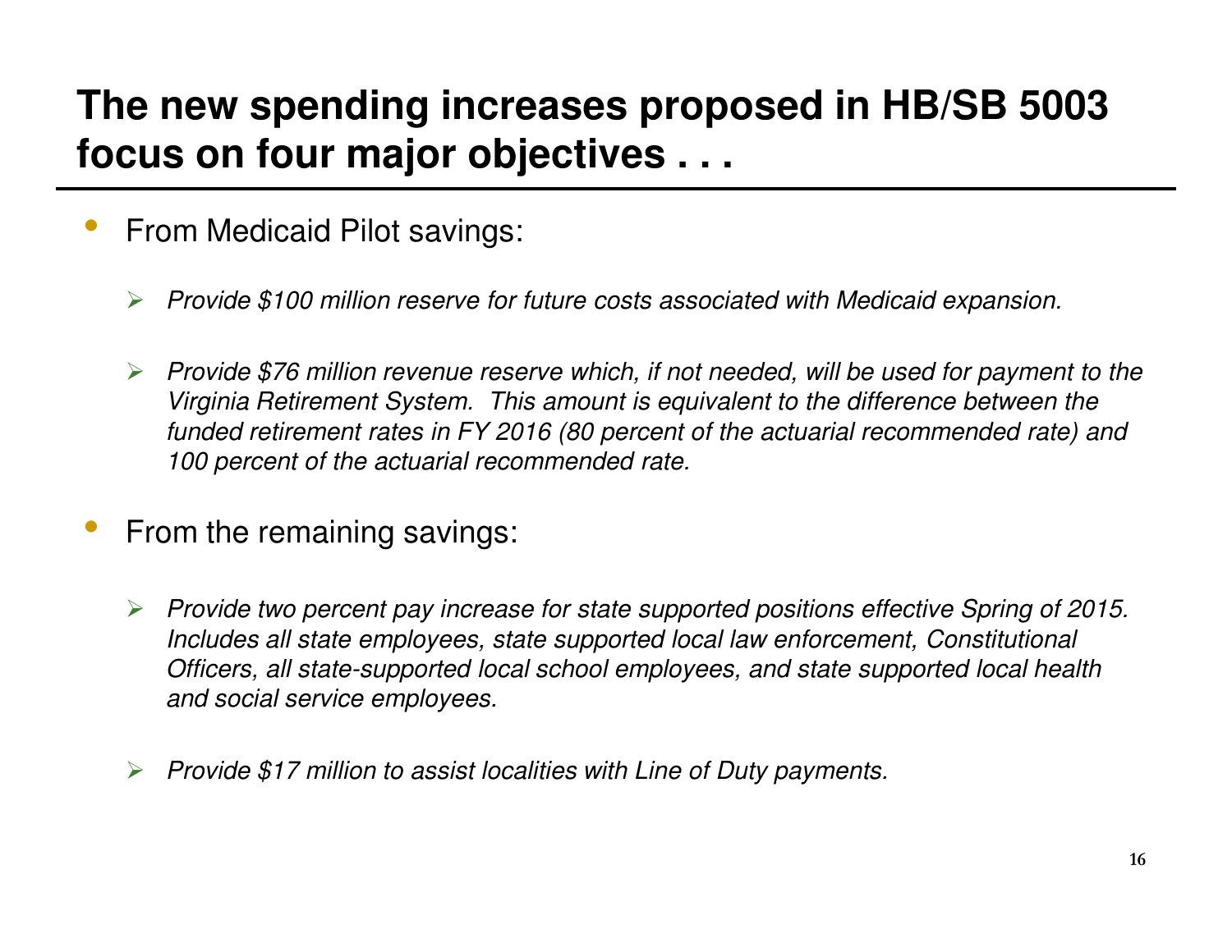# The new spending increases proposed in HB/SB 5003 focus on four major objectives . . .

- From Medicaid Pilot savings:
  - *Provide $100 million reserve for future costs associated with Medicaid expansion.*
  - *Provide $76 million revenue reserve which, if not needed, will be used for payment to the Virginia Retirement System. This amount is equivalent to the difference between the funded retirement rates in FY 2016 (80 percent of the actuarial recommended rate) and 100 percent of the actuarial recommended rate.*
- From the remaining savings:
  - *Provide two percent pay increase for state supported positions effective Spring of 2015. Includes all state employees, state supported local law enforcement, Constitutional Officers, all state-supported local school employees, and state supported local health and social service employees.*
  - *Provide $17 million to assist localities with Line of Duty payments.*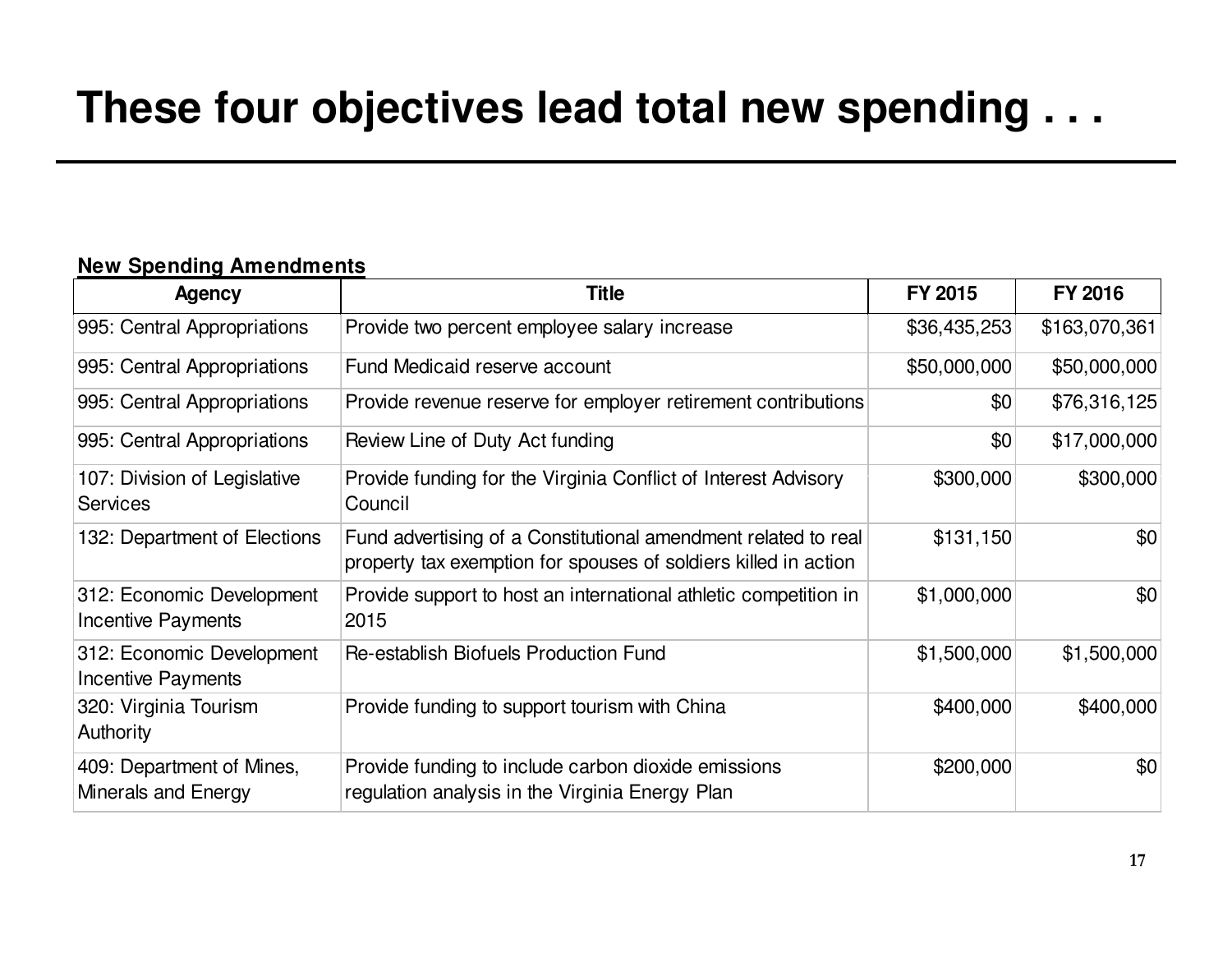# These four objectives lead total new spending . . .

**New Spending Amendments**

| Agency | Title | FY 2015 | FY 2016 |
|---|---|---|---|
| 995: Central Appropriations | Provide two percent employee salary increase | $36,435,253 | $163,070,361 |
| 995: Central Appropriations | Fund Medicaid reserve account | $50,000,000 | $50,000,000 |
| 995: Central Appropriations | Provide revenue reserve for employer retirement contributions | $0 | $76,316,125 |
| 995: Central Appropriations | Review Line of Duty Act funding | $0 | $17,000,000 |
| 107: Division of Legislative Services | Provide funding for the Virginia Conflict of Interest Advisory Council | $300,000 | $300,000 |
| 132: Department of Elections | Fund advertising of a Constitutional amendment related to real property tax exemption for spouses of soldiers killed in action | $131,150 | $0 |
| 312: Economic Development Incentive Payments | Provide support to host an international athletic competition in 2015 | $1,000,000 | $0 |
| 312: Economic Development Incentive Payments | Re-establish Biofuels Production Fund | $1,500,000 | $1,500,000 |
| 320: Virginia Tourism Authority | Provide funding to support tourism with China | $400,000 | $400,000 |
| 409: Department of Mines, Minerals and Energy | Provide funding to include carbon dioxide emissions regulation analysis in the Virginia Energy Plan | $200,000 | $0 |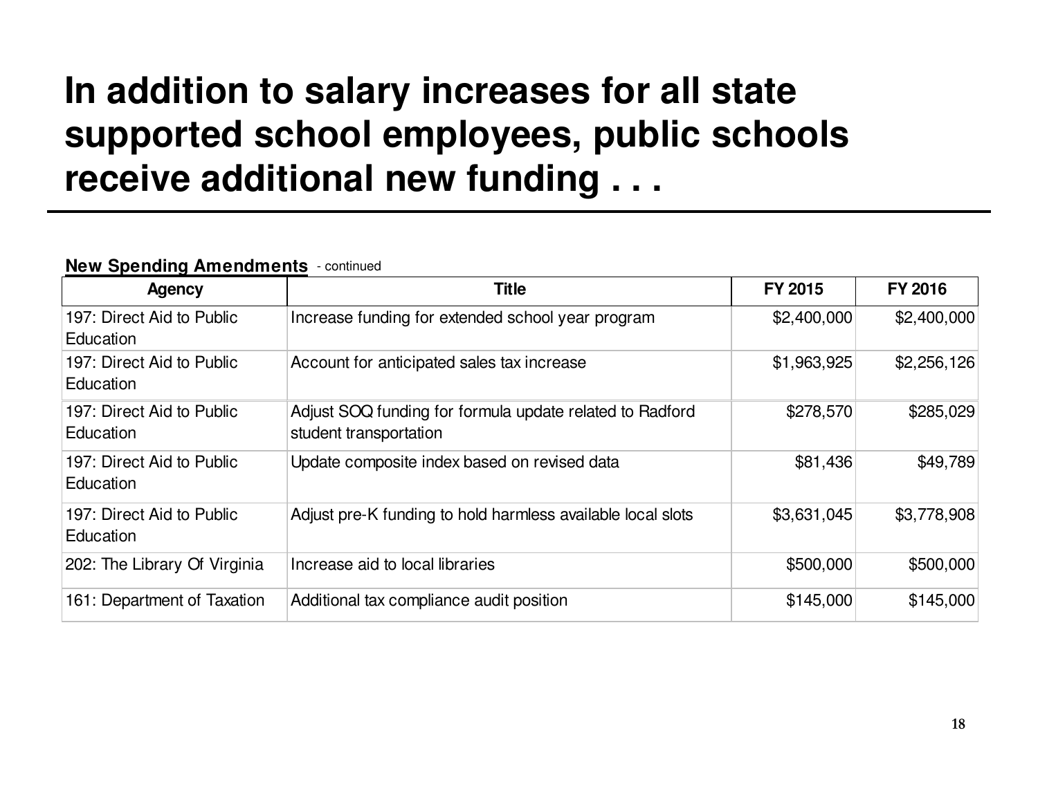# In addition to salary increases for all state supported school employees, public schools receive additional new funding . . .

**New Spending Amendments** - continued

| Agency | Title | FY 2015 | FY 2016 |
|---|---|---|---|
| 197: Direct Aid to Public Education | Increase funding for extended school year program | $2,400,000 | $2,400,000 |
| 197: Direct Aid to Public Education | Account for anticipated sales tax increase | $1,963,925 | $2,256,126 |
| 197: Direct Aid to Public Education | Adjust SOQ funding for formula update related to Radford student transportation | $278,570 | $285,029 |
| 197: Direct Aid to Public Education | Update composite index based on revised data | $81,436 | $49,789 |
| 197: Direct Aid to Public Education | Adjust pre-K funding to hold harmless available local slots | $3,631,045 | $3,778,908 |
| 202: The Library Of Virginia | Increase aid to local libraries | $500,000 | $500,000 |
| 161: Department of Taxation | Additional tax compliance audit position | $145,000 | $145,000 |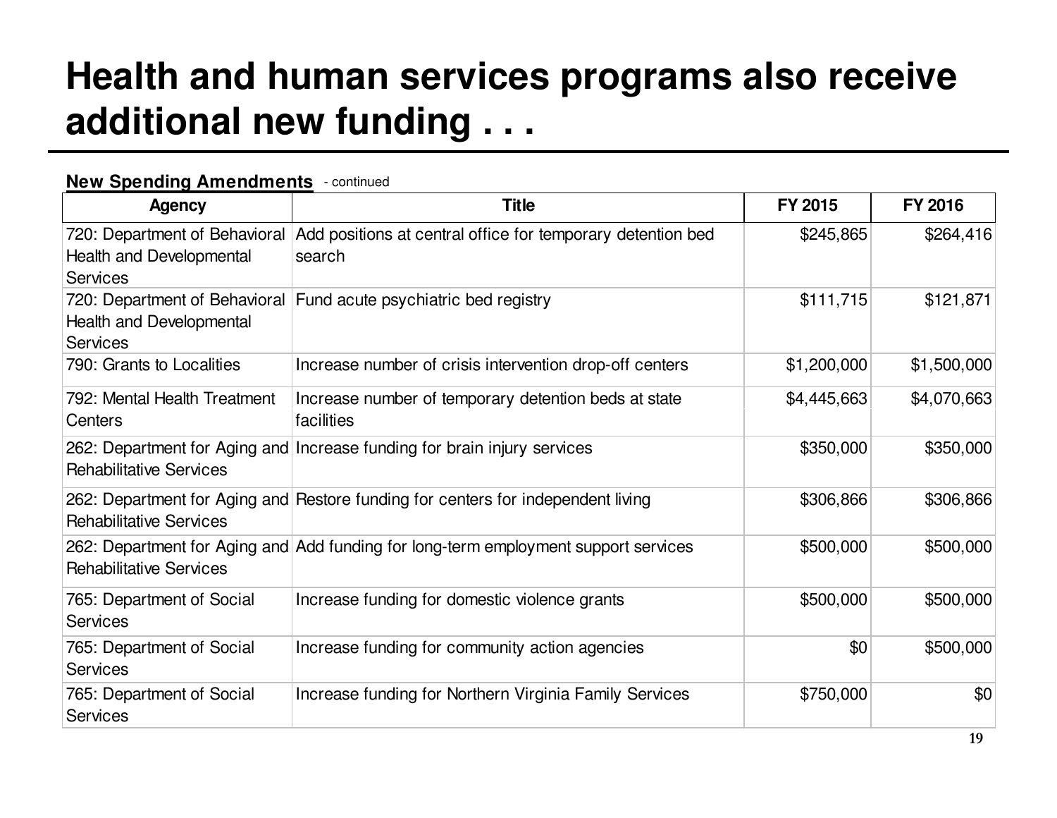# Health and human services programs also receive additional new funding . . .

**New Spending Amendments** - continued

| Agency | Title | FY 2015 | FY 2016 |
|---|---|---|---|
| 720: Department of Behavioral Health and Developmental Services | Add positions at central office for temporary detention bed search | $245,865 | $264,416 |
| 720: Department of Behavioral Health and Developmental Services | Fund acute psychiatric bed registry | $111,715 | $121,871 |
| 790: Grants to Localities | Increase number of crisis intervention drop-off centers | $1,200,000 | $1,500,000 |
| 792: Mental Health Treatment Centers | Increase number of temporary detention beds at state facilities | $4,445,663 | $4,070,663 |
| 262: Department for Aging and Rehabilitative Services | Increase funding for brain injury services | $350,000 | $350,000 |
| 262: Department for Aging and Rehabilitative Services | Restore funding for centers for independent living | $306,866 | $306,866 |
| 262: Department for Aging and Rehabilitative Services | Add funding for long-term employment support services | $500,000 | $500,000 |
| 765: Department of Social Services | Increase funding for domestic violence grants | $500,000 | $500,000 |
| 765: Department of Social Services | Increase funding for community action agencies | $0 | $500,000 |
| 765: Department of Social Services | Increase funding for Northern Virginia Family Services | $750,000 | $0 |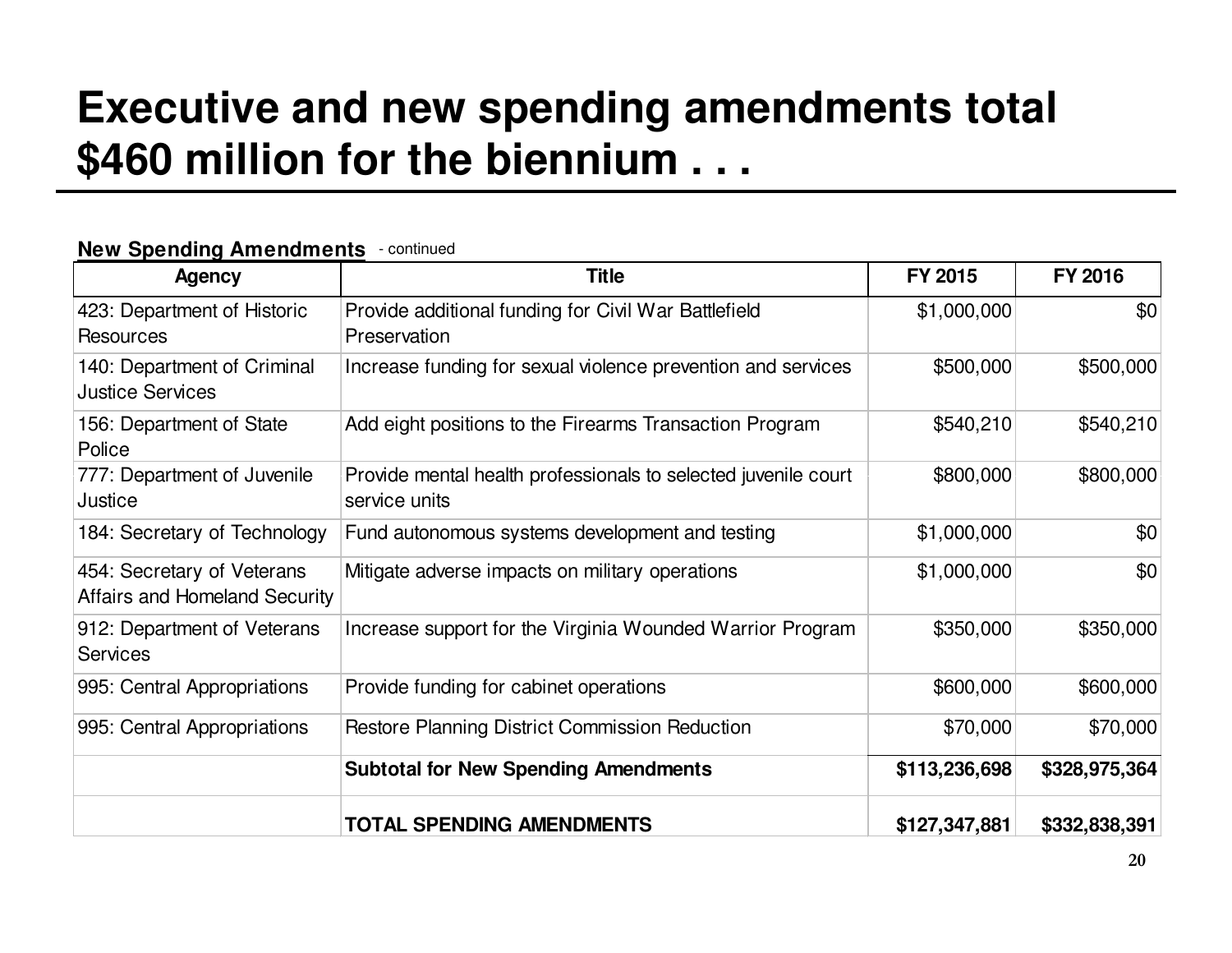# Executive and new spending amendments total $460 million for the biennium . . .

**New Spending Amendments** - continued

| Agency | Title | FY 2015 | FY 2016 |
|---|---|---|---|
| 423: Department of Historic Resources | Provide additional funding for Civil War Battlefield Preservation | $1,000,000 | $0 |
| 140: Department of Criminal Justice Services | Increase funding for sexual violence prevention and services | $500,000 | $500,000 |
| 156: Department of State Police | Add eight positions to the Firearms Transaction Program | $540,210 | $540,210 |
| 777: Department of Juvenile Justice | Provide mental health professionals to selected juvenile court service units | $800,000 | $800,000 |
| 184: Secretary of Technology | Fund autonomous systems development and testing | $1,000,000 | $0 |
| 454: Secretary of Veterans Affairs and Homeland Security | Mitigate adverse impacts on military operations | $1,000,000 | $0 |
| 912: Department of Veterans Services | Increase support for the Virginia Wounded Warrior Program | $350,000 | $350,000 |
| 995: Central Appropriations | Provide funding for cabinet operations | $600,000 | $600,000 |
| 995: Central Appropriations | Restore Planning District Commission Reduction | $70,000 | $70,000 |
| | **Subtotal for New Spending Amendments** | **$113,236,698** | **$328,975,364** |
| | **TOTAL SPENDING AMENDMENTS** | **$127,347,881** | **$332,838,391** |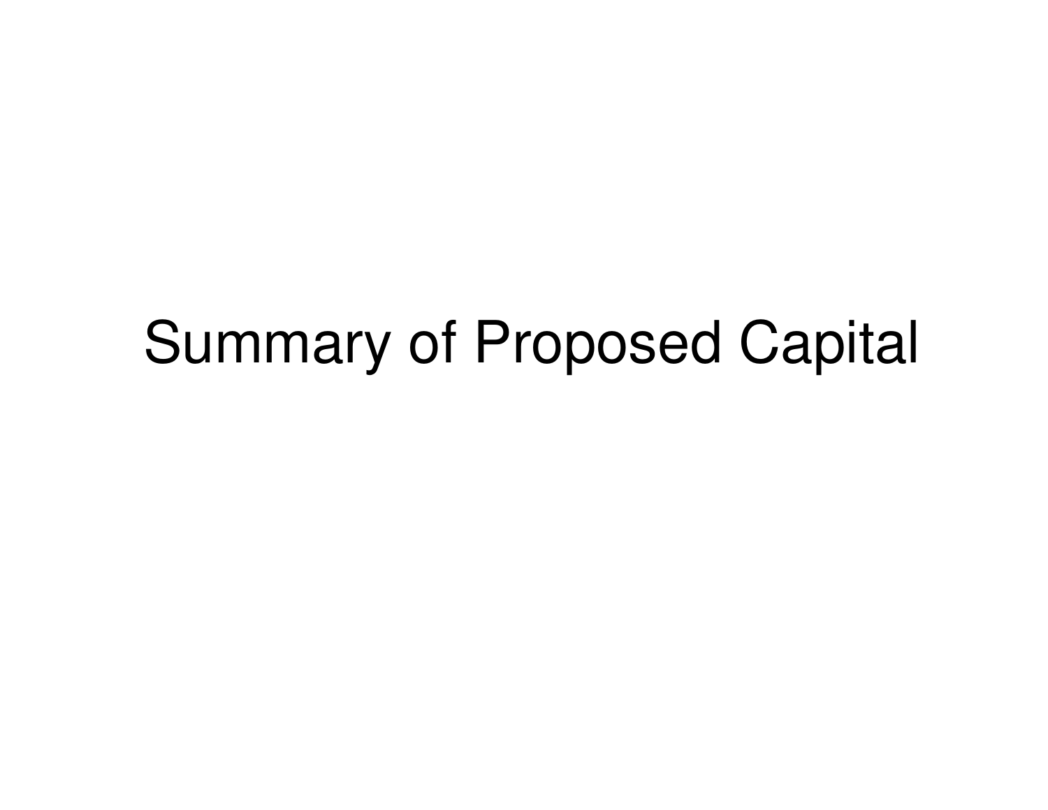# Summary of Proposed Capital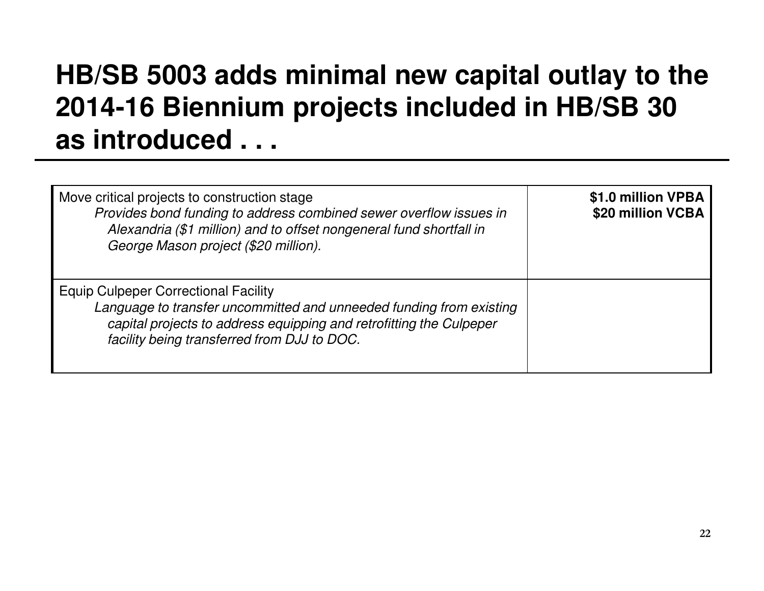# HB/SB 5003 adds minimal new capital outlay to the 2014-16 Biennium projects included in HB/SB 30 as introduced . . .

| | |
|---|---|
| Move critical projects to construction stage<br>*Provides bond funding to address combined sewer overflow issues in Alexandria ($1 million) and to offset nongeneral fund shortfall in George Mason project ($20 million).* | **$1.0 million VPBA**<br>**$20 million VCBA** |
| Equip Culpeper Correctional Facility<br>*Language to transfer uncommitted and unneeded funding from existing capital projects to address equipping and retrofitting the Culpeper facility being transferred from DJJ to DOC.* | |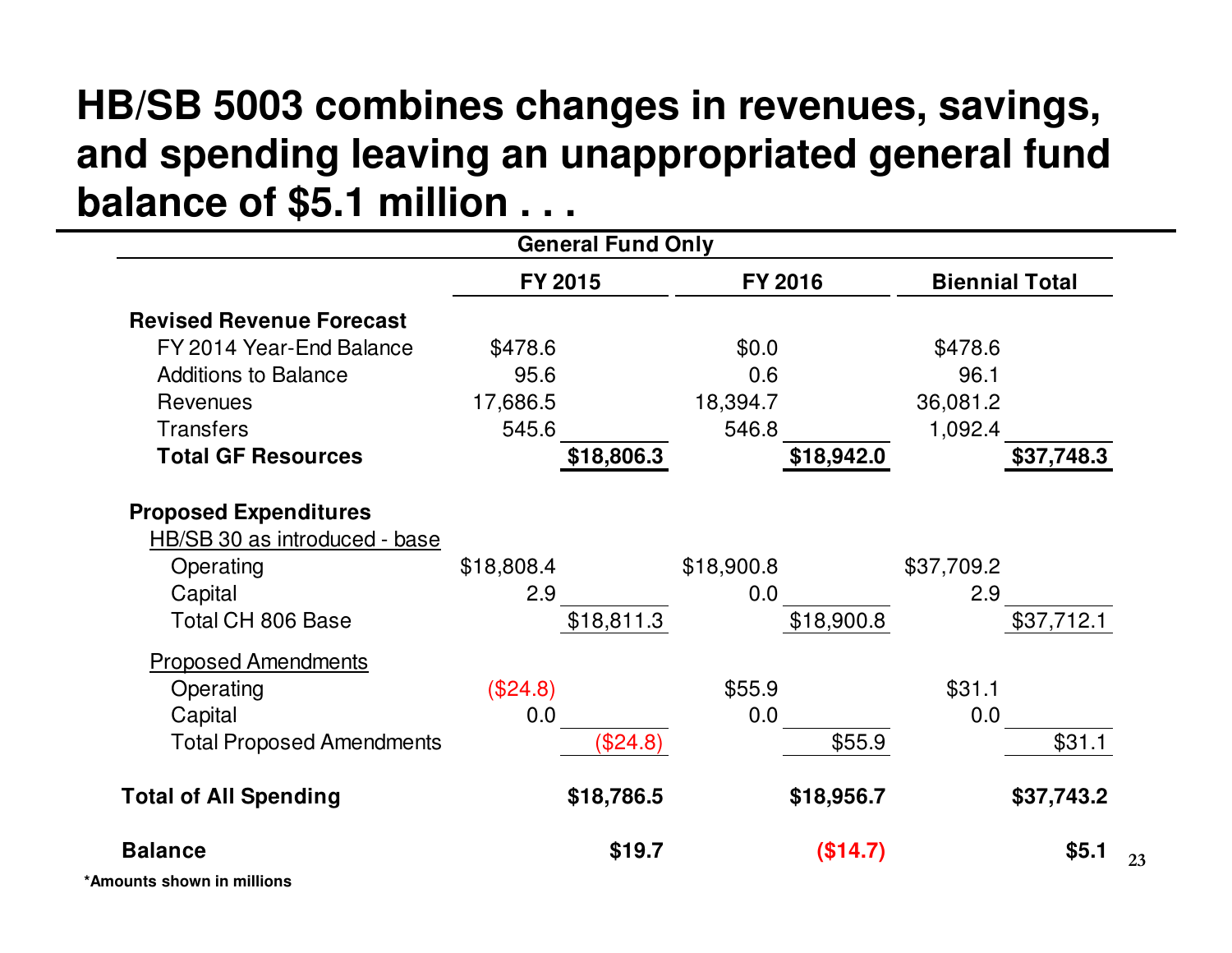# HB/SB 5003 combines changes in revenues, savings, and spending leaving an unappropriated general fund balance of $5.1 million . . .

| General Fund Only | | | | | | |
|---|---|---|---|---|---|---|
| | FY 2015 | | FY 2016 | | Biennial Total | |
| **Revised Revenue Forecast** | | | | | | |
| FY 2014 Year-End Balance | $478.6 | | $0.0 | | $478.6 | |
| Additions to Balance | 95.6 | | 0.6 | | 96.1 | |
| Revenues | 17,686.5 | | 18,394.7 | | 36,081.2 | |
| Transfers | 545.6 | | 546.8 | | 1,092.4 | |
| **Total GF Resources** | | **$18,806.3** | | **$18,942.0** | | **$37,748.3** |
| **Proposed Expenditures** | | | | | | |
| HB/SB 30 as introduced - base | | | | | | |
| Operating | $18,808.4 | | $18,900.8 | | $37,709.2 | |
| Capital | 2.9 | | 0.0 | | 2.9 | |
| Total CH 806 Base | | $18,811.3 | | $18,900.8 | | $37,712.1 |
| Proposed Amendments | | | | | | |
| Operating | ($24.8) | | $55.9 | | $31.1 | |
| Capital | 0.0 | | 0.0 | | 0.0 | |
| Total Proposed Amendments | | ($24.8) | | $55.9 | | $31.1 |
| **Total of All Spending** | | **$18,786.5** | | **$18,956.7** | | **$37,743.2** |
| **Balance** | | **$19.7** | | **($14.7)** | | **$5.1** |

***Amounts shown in millions**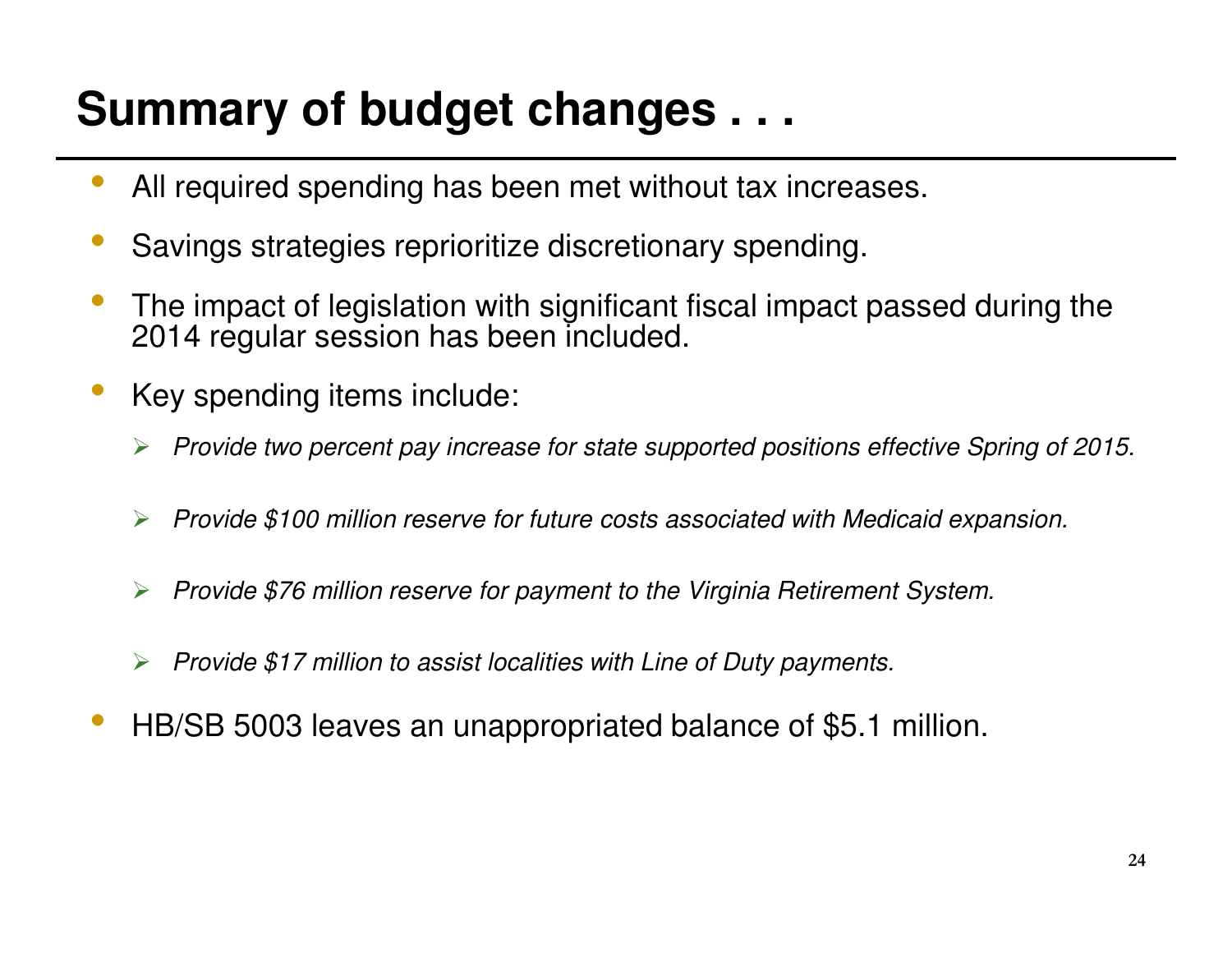# Summary of budget changes . . .

- All required spending has been met without tax increases.
- Savings strategies reprioritize discretionary spending.
- The impact of legislation with significant fiscal impact passed during the 2014 regular session has been included.
- Key spending items include:
  - *Provide two percent pay increase for state supported positions effective Spring of 2015.*
  - *Provide $100 million reserve for future costs associated with Medicaid expansion.*
  - *Provide $76 million reserve for payment to the Virginia Retirement System.*
  - *Provide $17 million to assist localities with Line of Duty payments.*
- HB/SB 5003 leaves an unappropriated balance of $5.1 million.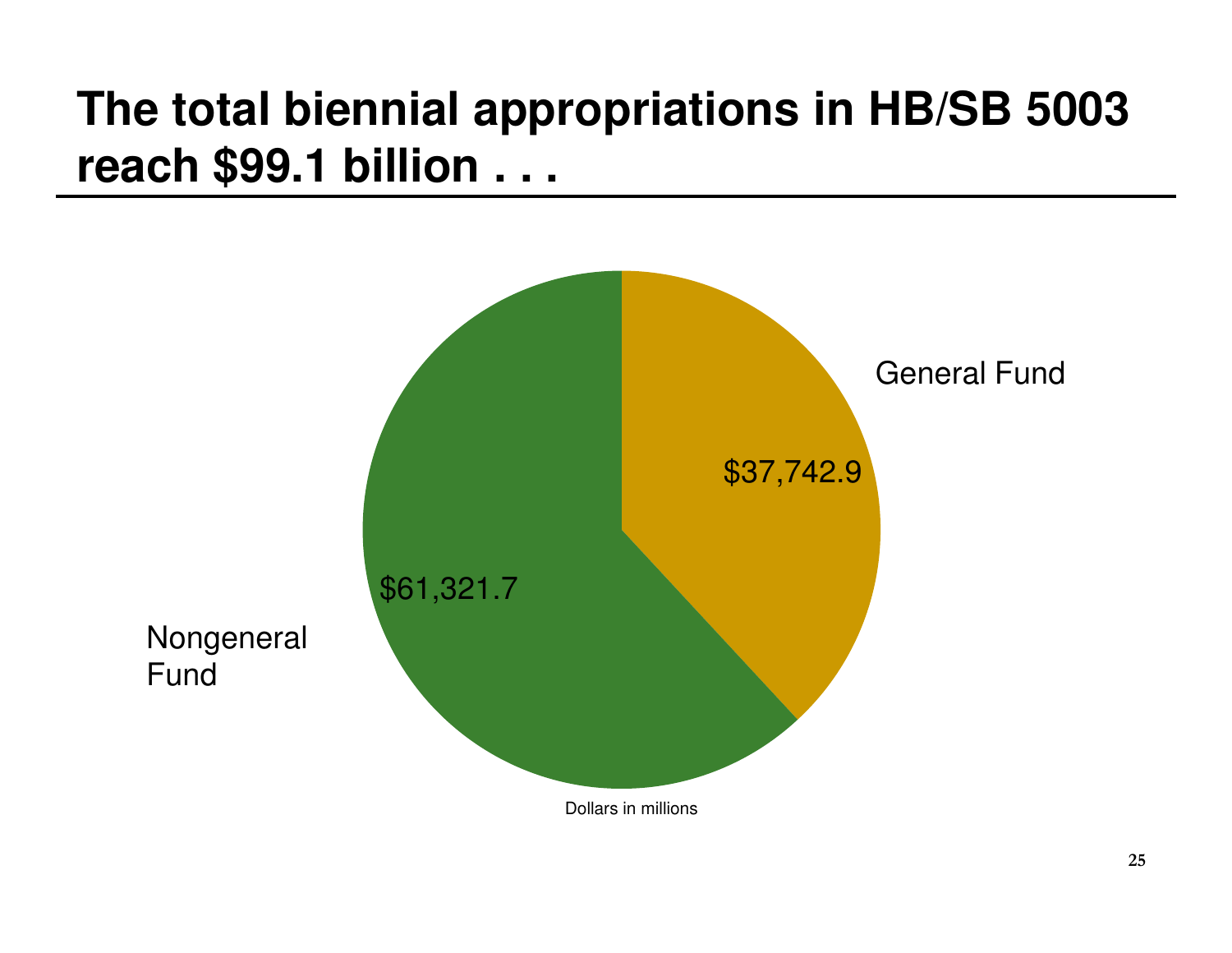# The total biennial appropriations in HB/SB 5003 reach $99.1 billion . . .

General Fund

$37,742.9

$61,321.7

Nongeneral Fund

Dollars in millions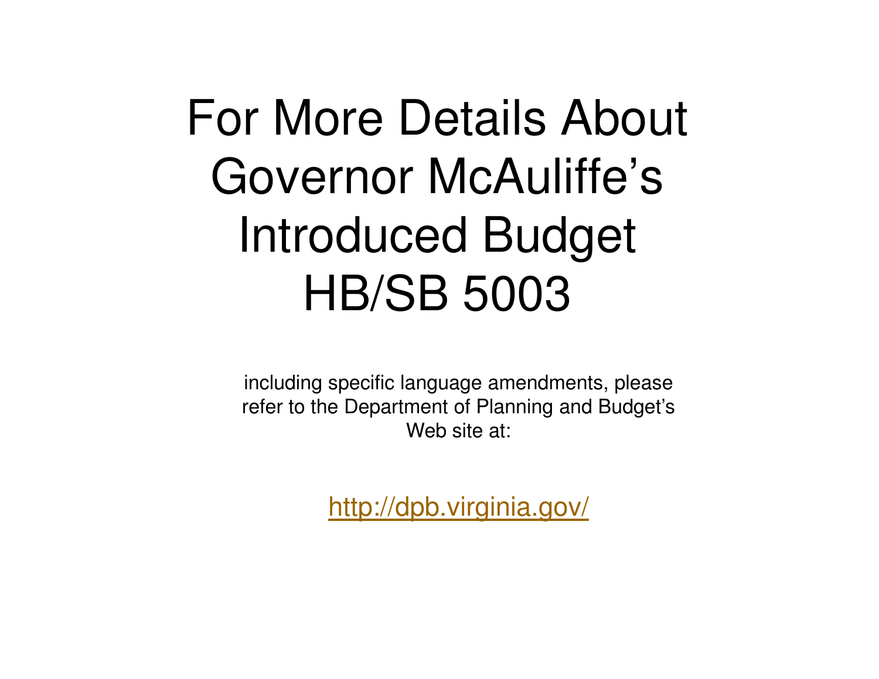# For More Details About Governor McAuliffe's Introduced Budget HB/SB 5003

including specific language amendments, please refer to the Department of Planning and Budget's Web site at:

http://dpb.virginia.gov/